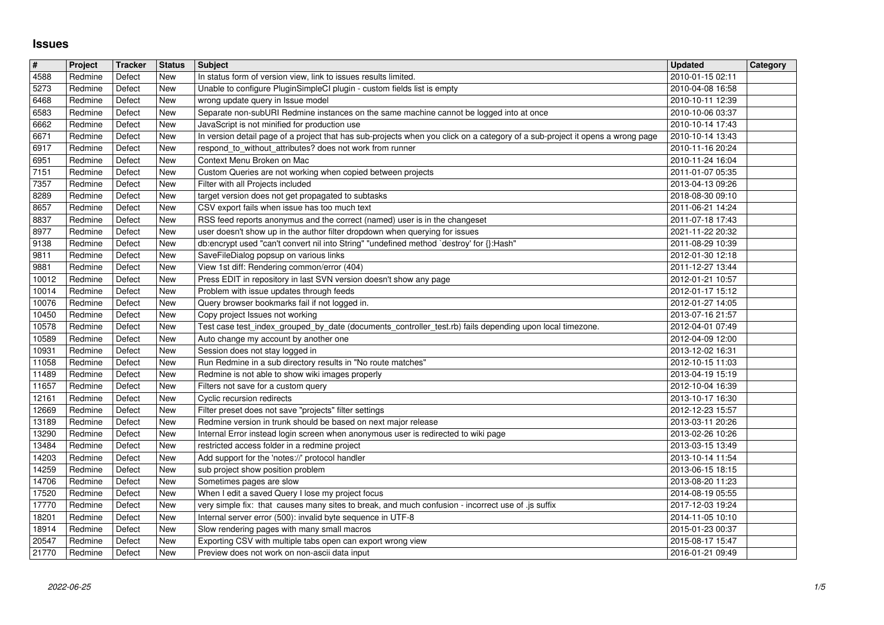# Issues

| # | Project | Tracker | Status | Subject | Updated | Category |
|---|---|---|---|---|---|---|
| 4588 | Redmine | Defect | New | In status form of version view, link to issues results limited. | 2010-01-15 02:11 | |
| 5273 | Redmine | Defect | New | Unable to configure PluginSimpleCI plugin - custom fields list is empty | 2010-04-08 16:58 | |
| 6468 | Redmine | Defect | New | wrong update query in Issue model | 2010-10-11 12:39 | |
| 6583 | Redmine | Defect | New | Separate non-subURI Redmine instances on the same machine cannot be logged into at once | 2010-10-06 03:37 | |
| 6662 | Redmine | Defect | New | JavaScript is not minified for production use | 2010-10-14 17:43 | |
| 6671 | Redmine | Defect | New | In version detail page of a project that has sub-projects when you click on a category of a sub-project it opens a wrong page | 2010-10-14 13:43 | |
| 6917 | Redmine | Defect | New | respond_to_without_attributes? does not work from runner | 2010-11-16 20:24 | |
| 6951 | Redmine | Defect | New | Context Menu Broken on Mac | 2010-11-24 16:04 | |
| 7151 | Redmine | Defect | New | Custom Queries are not working when copied between projects | 2011-01-07 05:35 | |
| 7357 | Redmine | Defect | New | Filter with all Projects included | 2013-04-13 09:26 | |
| 8289 | Redmine | Defect | New | target version does not get propagated to subtasks | 2018-08-30 09:10 | |
| 8657 | Redmine | Defect | New | CSV export fails when issue has too much text | 2011-06-21 14:24 | |
| 8837 | Redmine | Defect | New | RSS feed reports anonymus and the correct (named) user is in the changeset | 2011-07-18 17:43 | |
| 8977 | Redmine | Defect | New | user doesn't show up in the author filter dropdown when querying for issues | 2021-11-22 20:32 | |
| 9138 | Redmine | Defect | New | db:encrypt used "can't convert nil into String" "undefined method `destroy' for {}:Hash" | 2011-08-29 10:39 | |
| 9811 | Redmine | Defect | New | SaveFileDialog popsup on various links | 2012-01-30 12:18 | |
| 9881 | Redmine | Defect | New | View 1st diff: Rendering common/error (404) | 2011-12-27 13:44 | |
| 10012 | Redmine | Defect | New | Press EDIT in repository in last SVN version doesn't show any page | 2012-01-21 10:57 | |
| 10014 | Redmine | Defect | New | Problem with issue updates through feeds | 2012-01-17 15:12 | |
| 10076 | Redmine | Defect | New | Query browser bookmarks fail if not logged in. | 2012-01-27 14:05 | |
| 10450 | Redmine | Defect | New | Copy project Issues not working | 2013-07-16 21:57 | |
| 10578 | Redmine | Defect | New | Test case test_index_grouped_by_date (documents_controller_test.rb) fails depending upon local timezone. | 2012-04-01 07:49 | |
| 10589 | Redmine | Defect | New | Auto change my account by another one | 2012-04-09 12:00 | |
| 10931 | Redmine | Defect | New | Session does not stay logged in | 2013-12-02 16:31 | |
| 11058 | Redmine | Defect | New | Run Redmine in a sub directory results in "No route matches" | 2012-10-15 11:03 | |
| 11489 | Redmine | Defect | New | Redmine is not able to show wiki images properly | 2013-04-19 15:19 | |
| 11657 | Redmine | Defect | New | Filters not save for a custom query | 2012-10-04 16:39 | |
| 12161 | Redmine | Defect | New | Cyclic recursion redirects | 2013-10-17 16:30 | |
| 12669 | Redmine | Defect | New | Filter preset does not save "projects" filter settings | 2012-12-23 15:57 | |
| 13189 | Redmine | Defect | New | Redmine version in trunk should be based on next major release | 2013-03-11 20:26 | |
| 13290 | Redmine | Defect | New | Internal Error instead login screen when anonymous user is redirected to wiki page | 2013-02-26 10:26 | |
| 13484 | Redmine | Defect | New | restricted access folder in a redmine project | 2013-03-15 13:49 | |
| 14203 | Redmine | Defect | New | Add support for the 'notes://' protocol handler | 2013-10-14 11:54 | |
| 14259 | Redmine | Defect | New | sub project show position problem | 2013-06-15 18:15 | |
| 14706 | Redmine | Defect | New | Sometimes pages are slow | 2013-08-20 11:23 | |
| 17520 | Redmine | Defect | New | When I edit a saved Query I lose my project focus | 2014-08-19 05:55 | |
| 17770 | Redmine | Defect | New | very simple fix: that causes many sites to break, and much confusion - incorrect use of .js suffix | 2017-12-03 19:24 | |
| 18201 | Redmine | Defect | New | Internal server error (500): invalid byte sequence in UTF-8 | 2014-11-05 10:10 | |
| 18914 | Redmine | Defect | New | Slow rendering pages with many small macros | 2015-01-23 00:37 | |
| 20547 | Redmine | Defect | New | Exporting CSV with multiple tabs open can export wrong view | 2015-08-17 15:47 | |
| 21770 | Redmine | Defect | New | Preview does not work on non-ascii data input | 2016-01-21 09:49 | |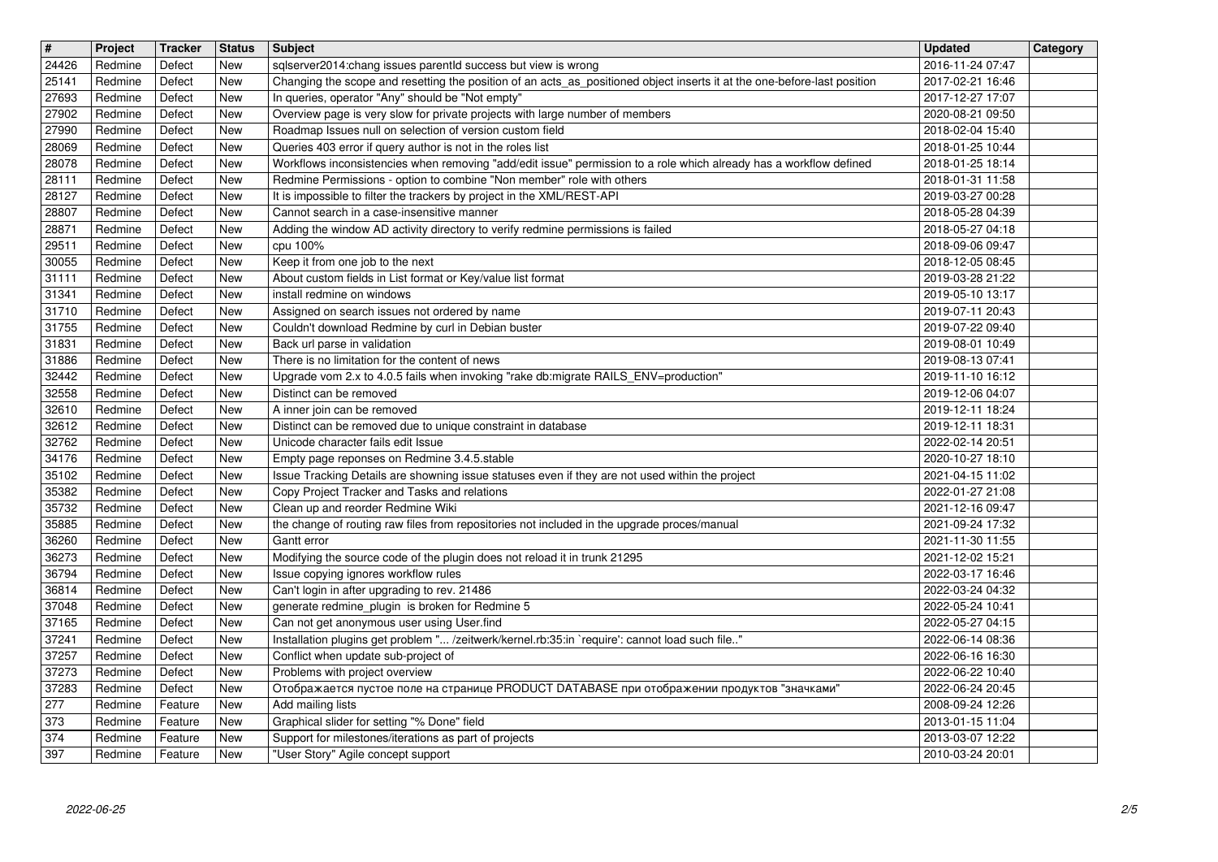| # | Project | Tracker | Status | Subject | Updated | Category |
|---|---|---|---|---|---|---|
| 24426 | Redmine | Defect | New | sqlserver2014:chang issues parentId success but view is wrong | 2016-11-24 07:47 | |
| 25141 | Redmine | Defect | New | Changing the scope and resetting the position of an acts_as_positioned object inserts it at the one-before-last position | 2017-02-21 16:46 | |
| 27693 | Redmine | Defect | New | In queries, operator "Any" should be "Not empty" | 2017-12-27 17:07 | |
| 27902 | Redmine | Defect | New | Overview page is very slow for private projects with large number of members | 2020-08-21 09:50 | |
| 27990 | Redmine | Defect | New | Roadmap Issues null on selection of version custom field | 2018-02-04 15:40 | |
| 28069 | Redmine | Defect | New | Queries 403 error if query author is not in the roles list | 2018-01-25 10:44 | |
| 28078 | Redmine | Defect | New | Workflows inconsistencies when removing "add/edit issue" permission to a role which already has a workflow defined | 2018-01-25 18:14 | |
| 28111 | Redmine | Defect | New | Redmine Permissions - option to combine "Non member" role with others | 2018-01-31 11:58 | |
| 28127 | Redmine | Defect | New | It is impossible to filter the trackers by project in the XML/REST-API | 2019-03-27 00:28 | |
| 28807 | Redmine | Defect | New | Cannot search in a case-insensitive manner | 2018-05-28 04:39 | |
| 28871 | Redmine | Defect | New | Adding the window AD activity directory to verify redmine permissions is failed | 2018-05-27 04:18 | |
| 29511 | Redmine | Defect | New | cpu 100% | 2018-09-06 09:47 | |
| 30055 | Redmine | Defect | New | Keep it from one job to the next | 2018-12-05 08:45 | |
| 31111 | Redmine | Defect | New | About custom fields in List format or Key/value list format | 2019-03-28 21:22 | |
| 31341 | Redmine | Defect | New | install redmine on windows | 2019-05-10 13:17 | |
| 31710 | Redmine | Defect | New | Assigned on search issues not ordered by name | 2019-07-11 20:43 | |
| 31755 | Redmine | Defect | New | Couldn't download Redmine by curl in Debian buster | 2019-07-22 09:40 | |
| 31831 | Redmine | Defect | New | Back url parse in validation | 2019-08-01 10:49 | |
| 31886 | Redmine | Defect | New | There is no limitation for the content of news | 2019-08-13 07:41 | |
| 32442 | Redmine | Defect | New | Upgrade vom 2.x to 4.0.5 fails when invoking "rake db:migrate RAILS_ENV=production" | 2019-11-10 16:12 | |
| 32558 | Redmine | Defect | New | Distinct can be removed | 2019-12-06 04:07 | |
| 32610 | Redmine | Defect | New | A inner join can be removed | 2019-12-11 18:24 | |
| 32612 | Redmine | Defect | New | Distinct can be removed due to unique constraint in database | 2019-12-11 18:31 | |
| 32762 | Redmine | Defect | New | Unicode character fails edit Issue | 2022-02-14 20:51 | |
| 34176 | Redmine | Defect | New | Empty page reponses on Redmine 3.4.5.stable | 2020-10-27 18:10 | |
| 35102 | Redmine | Defect | New | Issue Tracking Details are showning issue statuses even if they are not used within the project | 2021-04-15 11:02 | |
| 35382 | Redmine | Defect | New | Copy Project Tracker and Tasks and relations | 2022-01-27 21:08 | |
| 35732 | Redmine | Defect | New | Clean up and reorder Redmine Wiki | 2021-12-16 09:47 | |
| 35885 | Redmine | Defect | New | the change of routing raw files from repositories not included in the upgrade proces/manual | 2021-09-24 17:32 | |
| 36260 | Redmine | Defect | New | Gantt error | 2021-11-30 11:55 | |
| 36273 | Redmine | Defect | New | Modifying the source code of the plugin does not reload it in trunk 21295 | 2021-12-02 15:21 | |
| 36794 | Redmine | Defect | New | Issue copying ignores workflow rules | 2022-03-17 16:46 | |
| 36814 | Redmine | Defect | New | Can't login in after upgrading to rev. 21486 | 2022-03-24 04:32 | |
| 37048 | Redmine | Defect | New | generate redmine_plugin is broken for Redmine 5 | 2022-05-24 10:41 | |
| 37165 | Redmine | Defect | New | Can not get anonymous user using User.find | 2022-05-27 04:15 | |
| 37241 | Redmine | Defect | New | Installation plugins get problem "... /zeitwerk/kernel.rb:35:in `require': cannot load such file.." | 2022-06-14 08:36 | |
| 37257 | Redmine | Defect | New | Conflict when update sub-project of | 2022-06-16 16:30 | |
| 37273 | Redmine | Defect | New | Problems with project overview | 2022-06-22 10:40 | |
| 37283 | Redmine | Defect | New | Отображается пустое поле на странице PRODUCT DATABASE при отображении продуктов "значками" | 2022-06-24 20:45 | |
| 277 | Redmine | Feature | New | Add mailing lists | 2008-09-24 12:26 | |
| 373 | Redmine | Feature | New | Graphical slider for setting "% Done" field | 2013-01-15 11:04 | |
| 374 | Redmine | Feature | New | Support for milestones/iterations as part of projects | 2013-03-07 12:22 | |
| 397 | Redmine | Feature | New | "User Story" Agile concept support | 2010-03-24 20:01 | |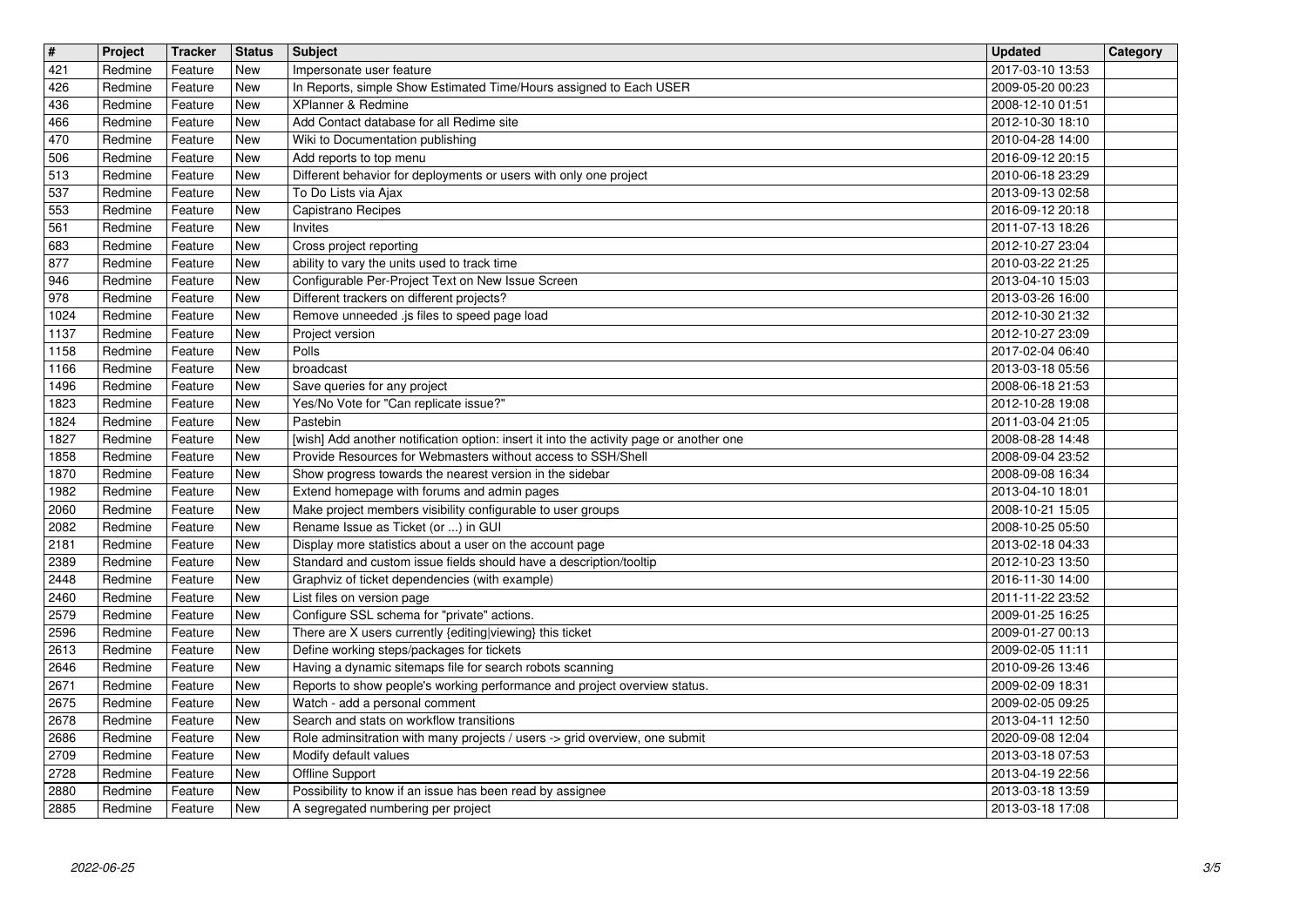| # | Project | Tracker | Status | Subject | Updated | Category |
|---|---|---|---|---|---|---|
| 421 | Redmine | Feature | New | Impersonate user feature | 2017-03-10 13:53 | |
| 426 | Redmine | Feature | New | In Reports, simple Show Estimated Time/Hours assigned to Each USER | 2009-05-20 00:23 | |
| 436 | Redmine | Feature | New | XPlanner & Redmine | 2008-12-10 01:51 | |
| 466 | Redmine | Feature | New | Add Contact database for all Redime site | 2012-10-30 18:10 | |
| 470 | Redmine | Feature | New | Wiki to Documentation publishing | 2010-04-28 14:00 | |
| 506 | Redmine | Feature | New | Add reports to top menu | 2016-09-12 20:15 | |
| 513 | Redmine | Feature | New | Different behavior for deployments or users with only one project | 2010-06-18 23:29 | |
| 537 | Redmine | Feature | New | To Do Lists via Ajax | 2013-09-13 02:58 | |
| 553 | Redmine | Feature | New | Capistrano Recipes | 2016-09-12 20:18 | |
| 561 | Redmine | Feature | New | Invites | 2011-07-13 18:26 | |
| 683 | Redmine | Feature | New | Cross project reporting | 2012-10-27 23:04 | |
| 877 | Redmine | Feature | New | ability to vary the units used to track time | 2010-03-22 21:25 | |
| 946 | Redmine | Feature | New | Configurable Per-Project Text on New Issue Screen | 2013-04-10 15:03 | |
| 978 | Redmine | Feature | New | Different trackers on different projects? | 2013-03-26 16:00 | |
| 1024 | Redmine | Feature | New | Remove unneeded .js files to speed page load | 2012-10-30 21:32 | |
| 1137 | Redmine | Feature | New | Project version | 2012-10-27 23:09 | |
| 1158 | Redmine | Feature | New | Polls | 2017-02-04 06:40 | |
| 1166 | Redmine | Feature | New | broadcast | 2013-03-18 05:56 | |
| 1496 | Redmine | Feature | New | Save queries for any project | 2008-06-18 21:53 | |
| 1823 | Redmine | Feature | New | Yes/No Vote for "Can replicate issue?" | 2012-10-28 19:08 | |
| 1824 | Redmine | Feature | New | Pastebin | 2011-03-04 21:05 | |
| 1827 | Redmine | Feature | New | [wish] Add another notification option: insert it into the activity page or another one | 2008-08-28 14:48 | |
| 1858 | Redmine | Feature | New | Provide Resources for Webmasters without access to SSH/Shell | 2008-09-04 23:52 | |
| 1870 | Redmine | Feature | New | Show progress towards the nearest version in the sidebar | 2008-09-08 16:34 | |
| 1982 | Redmine | Feature | New | Extend homepage with forums and admin pages | 2013-04-10 18:01 | |
| 2060 | Redmine | Feature | New | Make project members visibility configurable to user groups | 2008-10-21 15:05 | |
| 2082 | Redmine | Feature | New | Rename Issue as Ticket (or ...) in GUI | 2008-10-25 05:50 | |
| 2181 | Redmine | Feature | New | Display more statistics about a user on the account page | 2013-02-18 04:33 | |
| 2389 | Redmine | Feature | New | Standard and custom issue fields should have a description/tooltip | 2012-10-23 13:50 | |
| 2448 | Redmine | Feature | New | Graphviz of ticket dependencies (with example) | 2016-11-30 14:00 | |
| 2460 | Redmine | Feature | New | List files on version page | 2011-11-22 23:52 | |
| 2579 | Redmine | Feature | New | Configure SSL schema for "private" actions. | 2009-01-25 16:25 | |
| 2596 | Redmine | Feature | New | There are X users currently {editing\|viewing} this ticket | 2009-01-27 00:13 | |
| 2613 | Redmine | Feature | New | Define working steps/packages for tickets | 2009-02-05 11:11 | |
| 2646 | Redmine | Feature | New | Having a dynamic sitemaps file for search robots scanning | 2010-09-26 13:46 | |
| 2671 | Redmine | Feature | New | Reports to show people's working performance and project overview status. | 2009-02-09 18:31 | |
| 2675 | Redmine | Feature | New | Watch - add a personal comment | 2009-02-05 09:25 | |
| 2678 | Redmine | Feature | New | Search and stats on workflow transitions | 2013-04-11 12:50 | |
| 2686 | Redmine | Feature | New | Role adminsitration with many projects / users -> grid overview, one submit | 2020-09-08 12:04 | |
| 2709 | Redmine | Feature | New | Modify default values | 2013-03-18 07:53 | |
| 2728 | Redmine | Feature | New | Offline Support | 2013-04-19 22:56 | |
| 2880 | Redmine | Feature | New | Possibility to know if an issue has been read by assignee | 2013-03-18 13:59 | |
| 2885 | Redmine | Feature | New | A segregated numbering per project | 2013-03-18 17:08 | |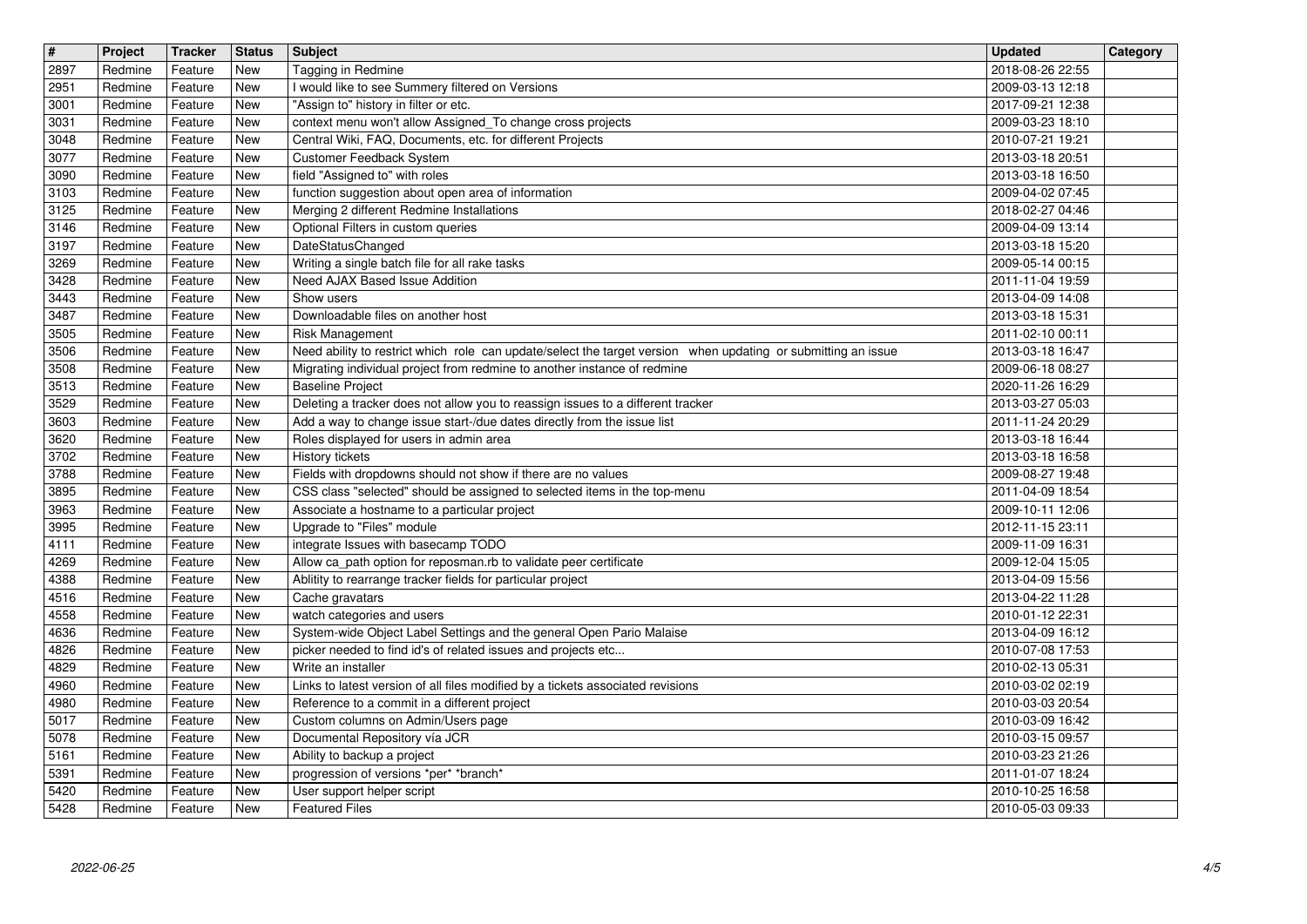| # | Project | Tracker | Status | Subject | Updated | Category |
|---|---|---|---|---|---|---|
| 2897 | Redmine | Feature | New | Tagging in Redmine | 2018-08-26 22:55 | |
| 2951 | Redmine | Feature | New | I would like to see Summery filtered on Versions | 2009-03-13 12:18 | |
| 3001 | Redmine | Feature | New | "Assign to" history in filter or etc. | 2017-09-21 12:38 | |
| 3031 | Redmine | Feature | New | context menu won't allow Assigned_To change cross projects | 2009-03-23 18:10 | |
| 3048 | Redmine | Feature | New | Central Wiki, FAQ, Documents, etc. for different Projects | 2010-07-21 19:21 | |
| 3077 | Redmine | Feature | New | Customer Feedback System | 2013-03-18 20:51 | |
| 3090 | Redmine | Feature | New | field "Assigned to" with roles | 2013-03-18 16:50 | |
| 3103 | Redmine | Feature | New | function suggestion about open area of information | 2009-04-02 07:45 | |
| 3125 | Redmine | Feature | New | Merging 2 different Redmine Installations | 2018-02-27 04:46 | |
| 3146 | Redmine | Feature | New | Optional Filters in custom queries | 2009-04-09 13:14 | |
| 3197 | Redmine | Feature | New | DateStatusChanged | 2013-03-18 15:20 | |
| 3269 | Redmine | Feature | New | Writing a single batch file for all rake tasks | 2009-05-14 00:15 | |
| 3428 | Redmine | Feature | New | Need AJAX Based Issue Addition | 2011-11-04 19:59 | |
| 3443 | Redmine | Feature | New | Show users | 2013-04-09 14:08 | |
| 3487 | Redmine | Feature | New | Downloadable files on another host | 2013-03-18 15:31 | |
| 3505 | Redmine | Feature | New | Risk Management | 2011-02-10 00:11 | |
| 3506 | Redmine | Feature | New | Need ability to restrict which role can update/select the target version when updating or submitting an issue | 2013-03-18 16:47 | |
| 3508 | Redmine | Feature | New | Migrating individual project from redmine to another instance of redmine | 2009-06-18 08:27 | |
| 3513 | Redmine | Feature | New | Baseline Project | 2020-11-26 16:29 | |
| 3529 | Redmine | Feature | New | Deleting a tracker does not allow you to reassign issues to a different tracker | 2013-03-27 05:03 | |
| 3603 | Redmine | Feature | New | Add a way to change issue start-/due dates directly from the issue list | 2011-11-24 20:29 | |
| 3620 | Redmine | Feature | New | Roles displayed for users in admin area | 2013-03-18 16:44 | |
| 3702 | Redmine | Feature | New | History tickets | 2013-03-18 16:58 | |
| 3788 | Redmine | Feature | New | Fields with dropdowns should not show if there are no values | 2009-08-27 19:48 | |
| 3895 | Redmine | Feature | New | CSS class "selected" should be assigned to selected items in the top-menu | 2011-04-09 18:54 | |
| 3963 | Redmine | Feature | New | Associate a hostname to a particular project | 2009-10-11 12:06 | |
| 3995 | Redmine | Feature | New | Upgrade to "Files" module | 2012-11-15 23:11 | |
| 4111 | Redmine | Feature | New | integrate Issues with basecamp TODO | 2009-11-09 16:31 | |
| 4269 | Redmine | Feature | New | Allow ca_path option for reposman.rb to validate peer certificate | 2009-12-04 15:05 | |
| 4388 | Redmine | Feature | New | Ablitity to rearrange tracker fields for particular project | 2013-04-09 15:56 | |
| 4516 | Redmine | Feature | New | Cache gravatars | 2013-04-22 11:28 | |
| 4558 | Redmine | Feature | New | watch categories and users | 2010-01-12 22:31 | |
| 4636 | Redmine | Feature | New | System-wide Object Label Settings and the general Open Pario Malaise | 2013-04-09 16:12 | |
| 4826 | Redmine | Feature | New | picker needed to find id's of related issues and projects etc... | 2010-07-08 17:53 | |
| 4829 | Redmine | Feature | New | Write an installer | 2010-02-13 05:31 | |
| 4960 | Redmine | Feature | New | Links to latest version of all files modified by a tickets associated revisions | 2010-03-02 02:19 | |
| 4980 | Redmine | Feature | New | Reference to a commit in a different project | 2010-03-03 20:54 | |
| 5017 | Redmine | Feature | New | Custom columns on Admin/Users page | 2010-03-09 16:42 | |
| 5078 | Redmine | Feature | New | Documental Repository vía JCR | 2010-03-15 09:57 | |
| 5161 | Redmine | Feature | New | Ability to backup a project | 2010-03-23 21:26 | |
| 5391 | Redmine | Feature | New | progression of versions *per* *branch* | 2011-01-07 18:24 | |
| 5420 | Redmine | Feature | New | User support helper script | 2010-10-25 16:58 | |
| 5428 | Redmine | Feature | New | Featured Files | 2010-05-03 09:33 | |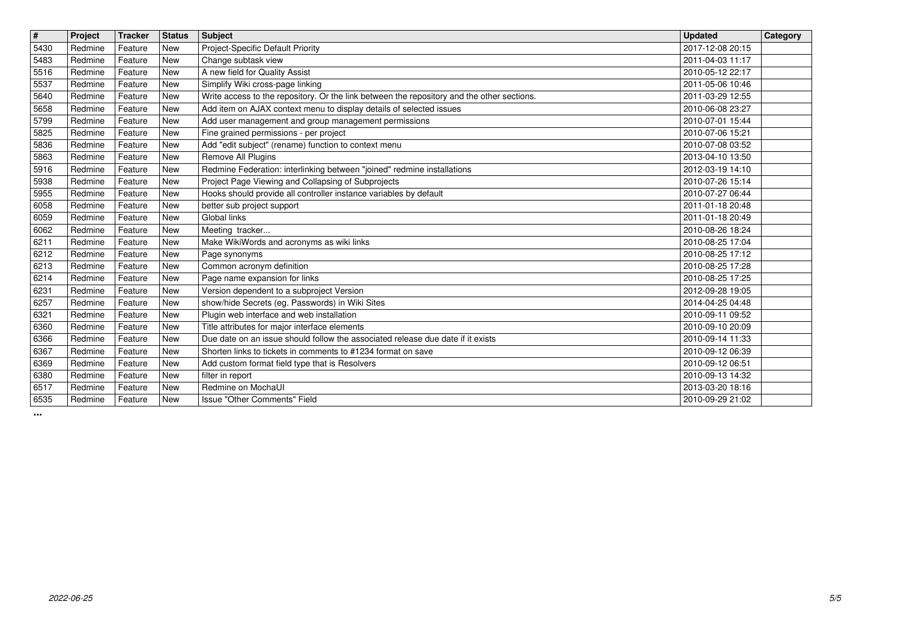| # | Project | Tracker | Status | Subject | Updated | Category |
| --- | --- | --- | --- | --- | --- | --- |
| 5430 | Redmine | Feature | New | Project-Specific Default Priority | 2017-12-08 20:15 | |
| 5483 | Redmine | Feature | New | Change subtask view | 2011-04-03 11:17 | |
| 5516 | Redmine | Feature | New | A new field for Quality Assist | 2010-05-12 22:17 | |
| 5537 | Redmine | Feature | New | Simplify Wiki cross-page linking | 2011-05-06 10:46 | |
| 5640 | Redmine | Feature | New | Write access to the repository. Or the link between the repository and the other sections. | 2011-03-29 12:55 | |
| 5658 | Redmine | Feature | New | Add item on AJAX context menu to display details of selected issues | 2010-06-08 23:27 | |
| 5799 | Redmine | Feature | New | Add user management and group management permissions | 2010-07-01 15:44 | |
| 5825 | Redmine | Feature | New | Fine grained permissions - per project | 2010-07-06 15:21 | |
| 5836 | Redmine | Feature | New | Add "edit subject" (rename) function to context menu | 2010-07-08 03:52 | |
| 5863 | Redmine | Feature | New | Remove All Plugins | 2013-04-10 13:50 | |
| 5916 | Redmine | Feature | New | Redmine Federation: interlinking between "joined" redmine installations | 2012-03-19 14:10 | |
| 5938 | Redmine | Feature | New | Project Page Viewing and Collapsing of Subprojects | 2010-07-26 15:14 | |
| 5955 | Redmine | Feature | New | Hooks should provide all controller instance variables by default | 2010-07-27 06:44 | |
| 6058 | Redmine | Feature | New | better sub project support | 2011-01-18 20:48 | |
| 6059 | Redmine | Feature | New | Global links | 2011-01-18 20:49 | |
| 6062 | Redmine | Feature | New | Meeting tracker... | 2010-08-26 18:24 | |
| 6211 | Redmine | Feature | New | Make WikiWords and acronyms as wiki links | 2010-08-25 17:04 | |
| 6212 | Redmine | Feature | New | Page synonyms | 2010-08-25 17:12 | |
| 6213 | Redmine | Feature | New | Common acronym definition | 2010-08-25 17:28 | |
| 6214 | Redmine | Feature | New | Page name expansion for links | 2010-08-25 17:25 | |
| 6231 | Redmine | Feature | New | Version dependent to a subproject Version | 2012-09-28 19:05 | |
| 6257 | Redmine | Feature | New | show/hide Secrets (eg. Passwords) in Wiki Sites | 2014-04-25 04:48 | |
| 6321 | Redmine | Feature | New | Plugin web interface and web installation | 2010-09-11 09:52 | |
| 6360 | Redmine | Feature | New | Title attributes for major interface elements | 2010-09-10 20:09 | |
| 6366 | Redmine | Feature | New | Due date on an issue should follow the associated release due date if it exists | 2010-09-14 11:33 | |
| 6367 | Redmine | Feature | New | Shorten links to tickets in comments to #1234 format on save | 2010-09-12 06:39 | |
| 6369 | Redmine | Feature | New | Add custom format field type that is Resolvers | 2010-09-12 06:51 | |
| 6380 | Redmine | Feature | New | filter in report | 2010-09-13 14:32 | |
| 6517 | Redmine | Feature | New | Redmine on MochaUI | 2013-03-20 18:16 | |
| 6535 | Redmine | Feature | New | Issue "Other Comments" Field | 2010-09-29 21:02 | |

...